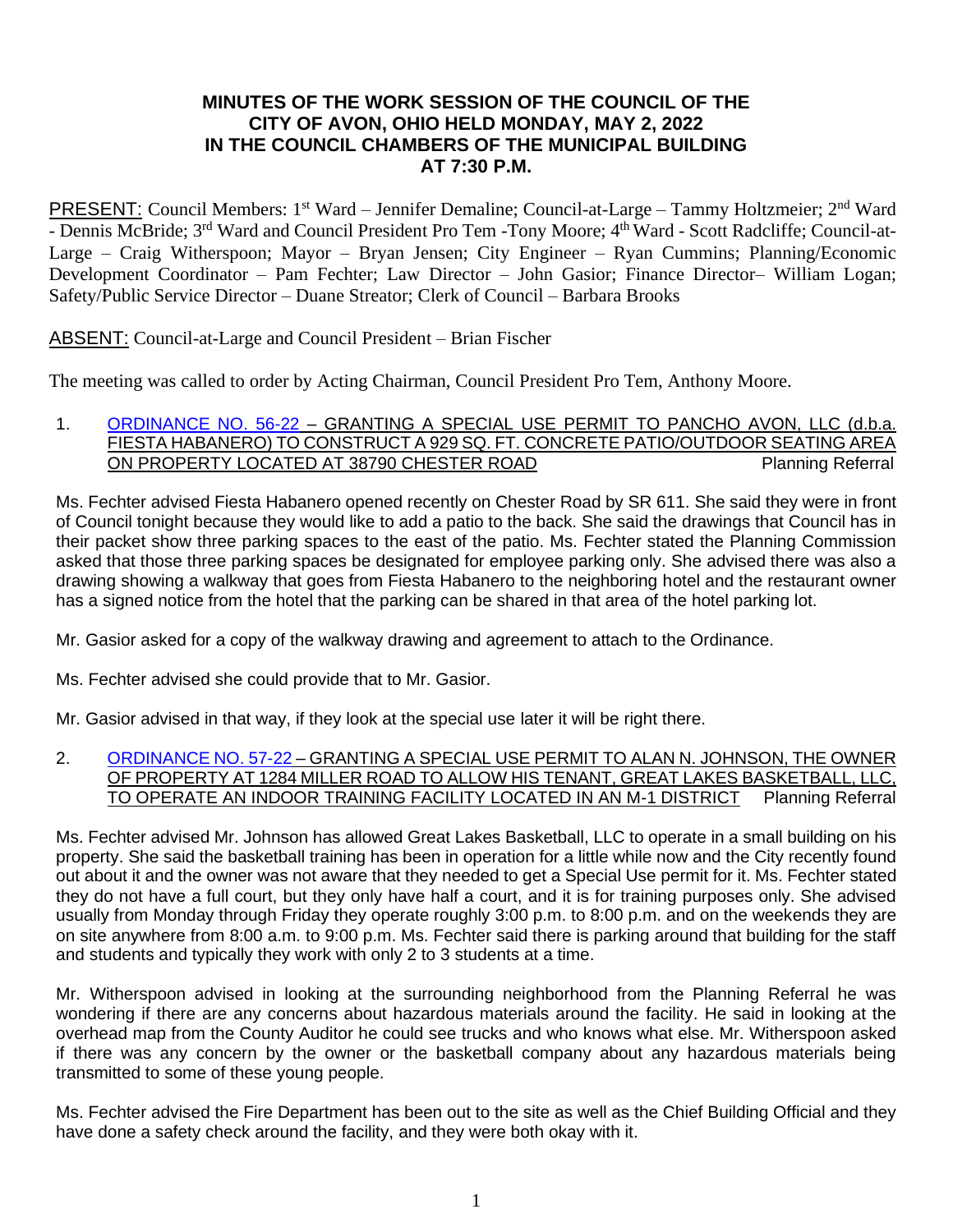# MINUTES OF THE WORK SESSION OF THE COUNCIL OF THE CITY OF AVON, OHIO HELD MONDAY, MAY 2, 2022 IN THE COUNCIL CHAMBERS OF THE MUNICIPAL BUILDING AT 7:30 P.M.

PRESENT: Council Members: 1st Ward – Jennifer Demaline; Council-at-Large – Tammy Holtzmeier; 2nd Ward - Dennis McBride; 3rd Ward and Council President Pro Tem -Tony Moore; 4th Ward - Scott Radcliffe; Council-at-Large – Craig Witherspoon; Mayor – Bryan Jensen; City Engineer – Ryan Cummins; Planning/Economic Development Coordinator – Pam Fechter; Law Director – John Gasior; Finance Director– William Logan; Safety/Public Service Director – Duane Streator; Clerk of Council – Barbara Brooks

ABSENT: Council-at-Large and Council President – Brian Fischer

The meeting was called to order by Acting Chairman, Council President Pro Tem, Anthony Moore.

1. ORDINANCE NO. 56-22 – GRANTING A SPECIAL USE PERMIT TO PANCHO AVON, LLC (d.b.a. FIESTA HABANERO) TO CONSTRUCT A 929 SQ. FT. CONCRETE PATIO/OUTDOOR SEATING AREA ON PROPERTY LOCATED AT 38790 CHESTER ROAD — Planning Referral

Ms. Fechter advised Fiesta Habanero opened recently on Chester Road by SR 611. She said they were in front of Council tonight because they would like to add a patio to the back. She said the drawings that Council has in their packet show three parking spaces to the east of the patio. Ms. Fechter stated the Planning Commission asked that those three parking spaces be designated for employee parking only. She advised there was also a drawing showing a walkway that goes from Fiesta Habanero to the neighboring hotel and the restaurant owner has a signed notice from the hotel that the parking can be shared in that area of the hotel parking lot.

Mr. Gasior asked for a copy of the walkway drawing and agreement to attach to the Ordinance.

Ms. Fechter advised she could provide that to Mr. Gasior.

Mr. Gasior advised in that way, if they look at the special use later it will be right there.

2. ORDINANCE NO. 57-22 – GRANTING A SPECIAL USE PERMIT TO ALAN N. JOHNSON, THE OWNER OF PROPERTY AT 1284 MILLER ROAD TO ALLOW HIS TENANT, GREAT LAKES BASKETBALL, LLC, TO OPERATE AN INDOOR TRAINING FACILITY LOCATED IN AN M-1 DISTRICT — Planning Referral

Ms. Fechter advised Mr. Johnson has allowed Great Lakes Basketball, LLC to operate in a small building on his property. She said the basketball training has been in operation for a little while now and the City recently found out about it and the owner was not aware that they needed to get a Special Use permit for it. Ms. Fechter stated they do not have a full court, but they only have half a court, and it is for training purposes only. She advised usually from Monday through Friday they operate roughly 3:00 p.m. to 8:00 p.m. and on the weekends they are on site anywhere from 8:00 a.m. to 9:00 p.m. Ms. Fechter said there is parking around that building for the staff and students and typically they work with only 2 to 3 students at a time.

Mr. Witherspoon advised in looking at the surrounding neighborhood from the Planning Referral he was wondering if there are any concerns about hazardous materials around the facility. He said in looking at the overhead map from the County Auditor he could see trucks and who knows what else. Mr. Witherspoon asked if there was any concern by the owner or the basketball company about any hazardous materials being transmitted to some of these young people.

Ms. Fechter advised the Fire Department has been out to the site as well as the Chief Building Official and they have done a safety check around the facility, and they were both okay with it.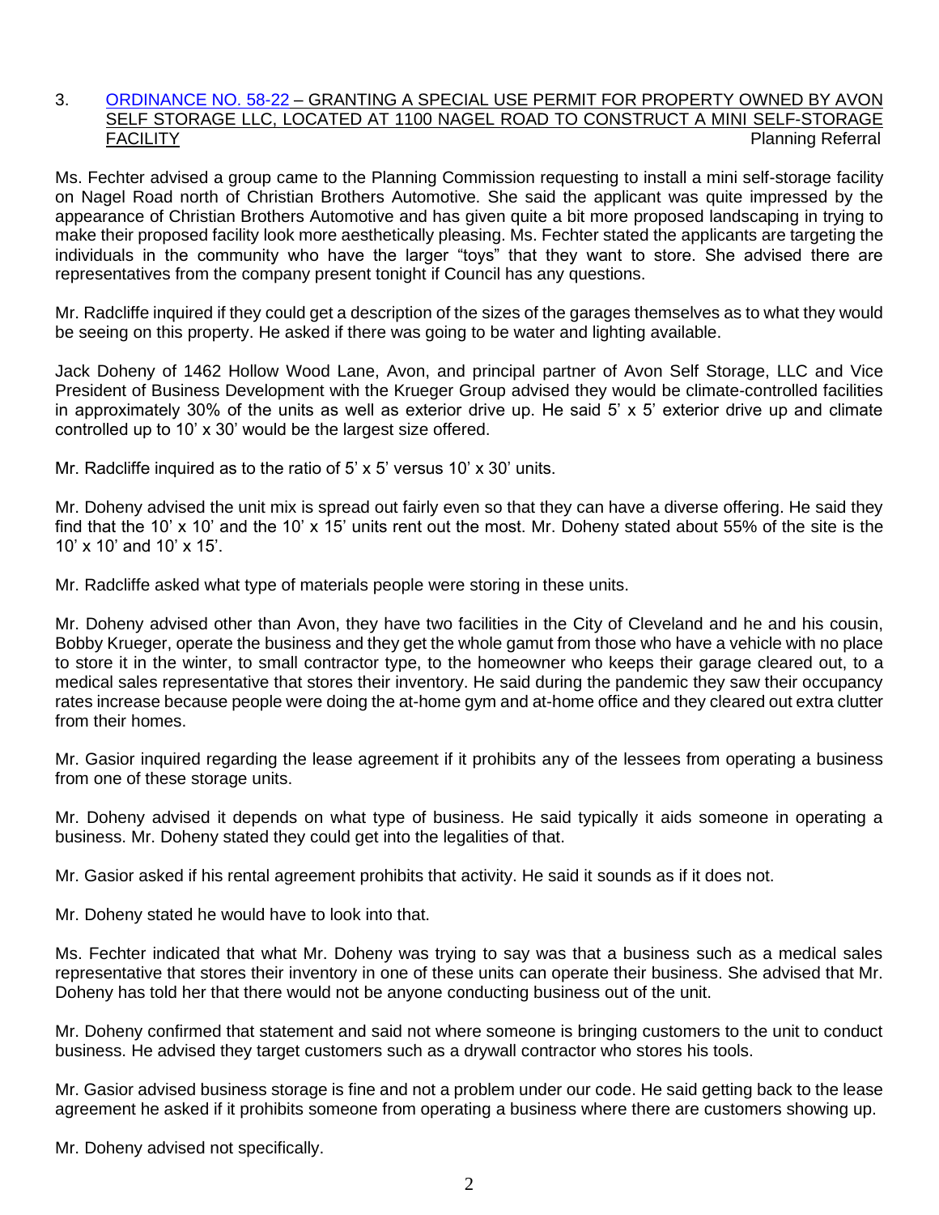3. ORDINANCE NO. 58-22 – GRANTING A SPECIAL USE PERMIT FOR PROPERTY OWNED BY AVON SELF STORAGE LLC, LOCATED AT 1100 NAGEL ROAD TO CONSTRUCT A MINI SELF-STORAGE FACILITY Planning Referral

Ms. Fechter advised a group came to the Planning Commission requesting to install a mini self-storage facility on Nagel Road north of Christian Brothers Automotive. She said the applicant was quite impressed by the appearance of Christian Brothers Automotive and has given quite a bit more proposed landscaping in trying to make their proposed facility look more aesthetically pleasing. Ms. Fechter stated the applicants are targeting the individuals in the community who have the larger "toys" that they want to store. She advised there are representatives from the company present tonight if Council has any questions.

Mr. Radcliffe inquired if they could get a description of the sizes of the garages themselves as to what they would be seeing on this property. He asked if there was going to be water and lighting available.

Jack Doheny of 1462 Hollow Wood Lane, Avon, and principal partner of Avon Self Storage, LLC and Vice President of Business Development with the Krueger Group advised they would be climate-controlled facilities in approximately 30% of the units as well as exterior drive up. He said 5' x 5' exterior drive up and climate controlled up to 10' x 30' would be the largest size offered.

Mr. Radcliffe inquired as to the ratio of 5' x 5' versus 10' x 30' units.

Mr. Doheny advised the unit mix is spread out fairly even so that they can have a diverse offering. He said they find that the 10' x 10' and the 10' x 15' units rent out the most. Mr. Doheny stated about 55% of the site is the 10' x 10' and 10' x 15'.

Mr. Radcliffe asked what type of materials people were storing in these units.

Mr. Doheny advised other than Avon, they have two facilities in the City of Cleveland and he and his cousin, Bobby Krueger, operate the business and they get the whole gamut from those who have a vehicle with no place to store it in the winter, to small contractor type, to the homeowner who keeps their garage cleared out, to a medical sales representative that stores their inventory. He said during the pandemic they saw their occupancy rates increase because people were doing the at-home gym and at-home office and they cleared out extra clutter from their homes.

Mr. Gasior inquired regarding the lease agreement if it prohibits any of the lessees from operating a business from one of these storage units.

Mr. Doheny advised it depends on what type of business. He said typically it aids someone in operating a business. Mr. Doheny stated they could get into the legalities of that.

Mr. Gasior asked if his rental agreement prohibits that activity. He said it sounds as if it does not.

Mr. Doheny stated he would have to look into that.

Ms. Fechter indicated that what Mr. Doheny was trying to say was that a business such as a medical sales representative that stores their inventory in one of these units can operate their business. She advised that Mr. Doheny has told her that there would not be anyone conducting business out of the unit.

Mr. Doheny confirmed that statement and said not where someone is bringing customers to the unit to conduct business. He advised they target customers such as a drywall contractor who stores his tools.

Mr. Gasior advised business storage is fine and not a problem under our code. He said getting back to the lease agreement he asked if it prohibits someone from operating a business where there are customers showing up.

Mr. Doheny advised not specifically.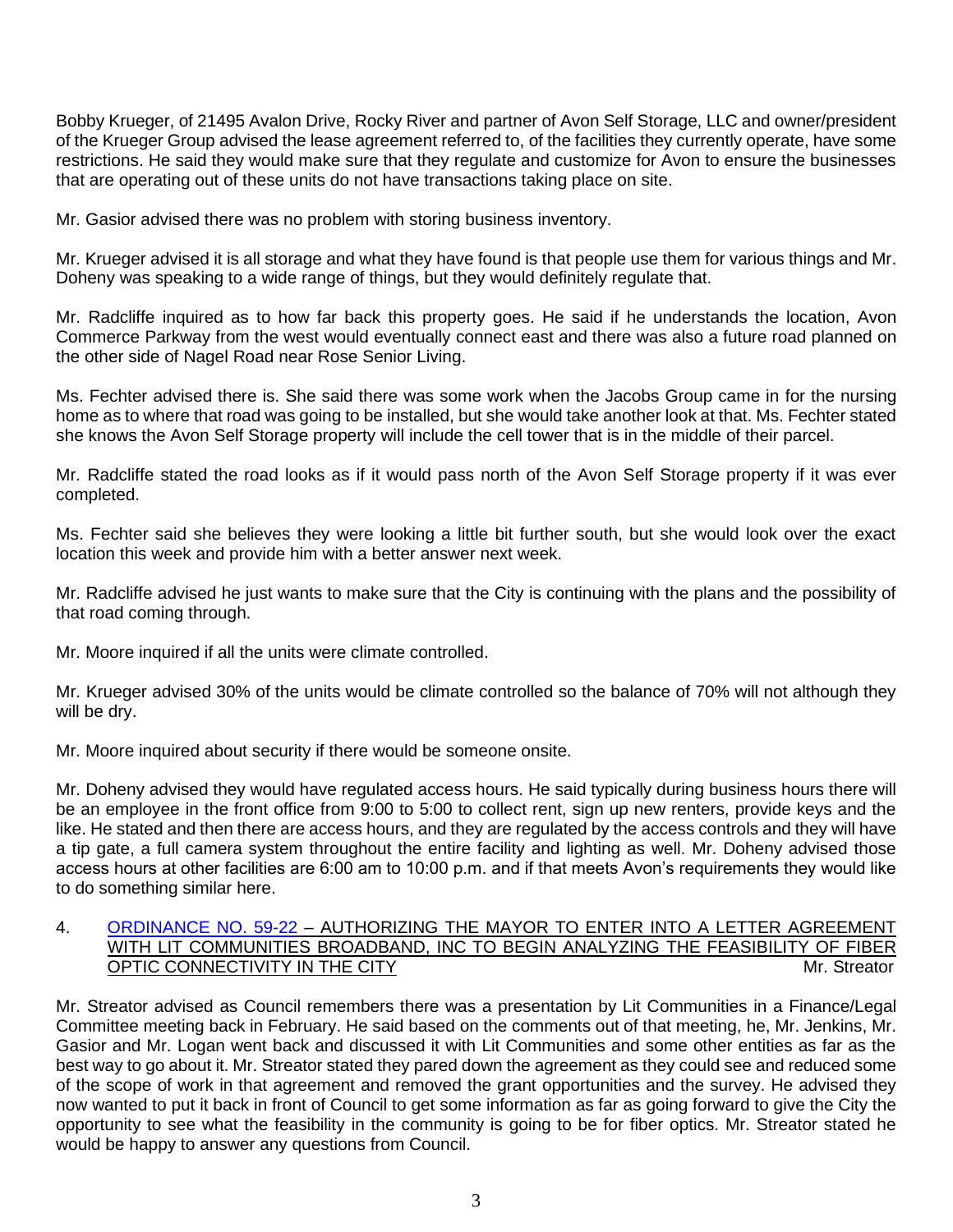Bobby Krueger, of 21495 Avalon Drive, Rocky River and partner of Avon Self Storage, LLC and owner/president of the Krueger Group advised the lease agreement referred to, of the facilities they currently operate, have some restrictions. He said they would make sure that they regulate and customize for Avon to ensure the businesses that are operating out of these units do not have transactions taking place on site.

Mr. Gasior advised there was no problem with storing business inventory.

Mr. Krueger advised it is all storage and what they have found is that people use them for various things and Mr. Doheny was speaking to a wide range of things, but they would definitely regulate that.

Mr. Radcliffe inquired as to how far back this property goes. He said if he understands the location, Avon Commerce Parkway from the west would eventually connect east and there was also a future road planned on the other side of Nagel Road near Rose Senior Living.

Ms. Fechter advised there is. She said there was some work when the Jacobs Group came in for the nursing home as to where that road was going to be installed, but she would take another look at that. Ms. Fechter stated she knows the Avon Self Storage property will include the cell tower that is in the middle of their parcel.

Mr. Radcliffe stated the road looks as if it would pass north of the Avon Self Storage property if it was ever completed.

Ms. Fechter said she believes they were looking a little bit further south, but she would look over the exact location this week and provide him with a better answer next week.

Mr. Radcliffe advised he just wants to make sure that the City is continuing with the plans and the possibility of that road coming through.

Mr. Moore inquired if all the units were climate controlled.

Mr. Krueger advised 30% of the units would be climate controlled so the balance of 70% will not although they will be dry.

Mr. Moore inquired about security if there would be someone onsite.

Mr. Doheny advised they would have regulated access hours. He said typically during business hours there will be an employee in the front office from 9:00 to 5:00 to collect rent, sign up new renters, provide keys and the like. He stated and then there are access hours, and they are regulated by the access controls and they will have a tip gate, a full camera system throughout the entire facility and lighting as well. Mr. Doheny advised those access hours at other facilities are 6:00 am to 10:00 p.m. and if that meets Avon's requirements they would like to do something similar here.

4. ORDINANCE NO. 59-22 – AUTHORIZING THE MAYOR TO ENTER INTO A LETTER AGREEMENT WITH LIT COMMUNITIES BROADBAND, INC TO BEGIN ANALYZING THE FEASIBILITY OF FIBER OPTIC CONNECTIVITY IN THE CITY — Mr. Streator

Mr. Streator advised as Council remembers there was a presentation by Lit Communities in a Finance/Legal Committee meeting back in February. He said based on the comments out of that meeting, he, Mr. Jenkins, Mr. Gasior and Mr. Logan went back and discussed it with Lit Communities and some other entities as far as the best way to go about it. Mr. Streator stated they pared down the agreement as they could see and reduced some of the scope of work in that agreement and removed the grant opportunities and the survey. He advised they now wanted to put it back in front of Council to get some information as far as going forward to give the City the opportunity to see what the feasibility in the community is going to be for fiber optics. Mr. Streator stated he would be happy to answer any questions from Council.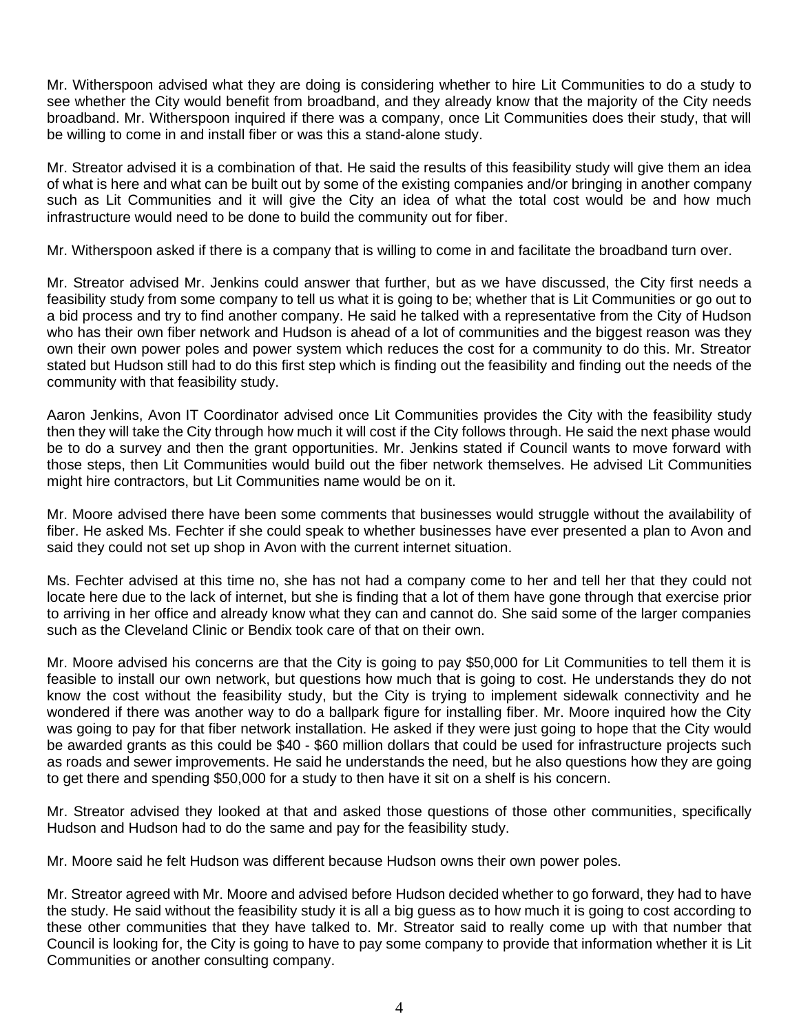Mr. Witherspoon advised what they are doing is considering whether to hire Lit Communities to do a study to see whether the City would benefit from broadband, and they already know that the majority of the City needs broadband. Mr. Witherspoon inquired if there was a company, once Lit Communities does their study, that will be willing to come in and install fiber or was this a stand-alone study.

Mr. Streator advised it is a combination of that. He said the results of this feasibility study will give them an idea of what is here and what can be built out by some of the existing companies and/or bringing in another company such as Lit Communities and it will give the City an idea of what the total cost would be and how much infrastructure would need to be done to build the community out for fiber.

Mr. Witherspoon asked if there is a company that is willing to come in and facilitate the broadband turn over.

Mr. Streator advised Mr. Jenkins could answer that further, but as we have discussed, the City first needs a feasibility study from some company to tell us what it is going to be; whether that is Lit Communities or go out to a bid process and try to find another company. He said he talked with a representative from the City of Hudson who has their own fiber network and Hudson is ahead of a lot of communities and the biggest reason was they own their own power poles and power system which reduces the cost for a community to do this. Mr. Streator stated but Hudson still had to do this first step which is finding out the feasibility and finding out the needs of the community with that feasibility study.

Aaron Jenkins, Avon IT Coordinator advised once Lit Communities provides the City with the feasibility study then they will take the City through how much it will cost if the City follows through. He said the next phase would be to do a survey and then the grant opportunities. Mr. Jenkins stated if Council wants to move forward with those steps, then Lit Communities would build out the fiber network themselves. He advised Lit Communities might hire contractors, but Lit Communities name would be on it.

Mr. Moore advised there have been some comments that businesses would struggle without the availability of fiber. He asked Ms. Fechter if she could speak to whether businesses have ever presented a plan to Avon and said they could not set up shop in Avon with the current internet situation.

Ms. Fechter advised at this time no, she has not had a company come to her and tell her that they could not locate here due to the lack of internet, but she is finding that a lot of them have gone through that exercise prior to arriving in her office and already know what they can and cannot do. She said some of the larger companies such as the Cleveland Clinic or Bendix took care of that on their own.

Mr. Moore advised his concerns are that the City is going to pay $50,000 for Lit Communities to tell them it is feasible to install our own network, but questions how much that is going to cost. He understands they do not know the cost without the feasibility study, but the City is trying to implement sidewalk connectivity and he wondered if there was another way to do a ballpark figure for installing fiber. Mr. Moore inquired how the City was going to pay for that fiber network installation. He asked if they were just going to hope that the City would be awarded grants as this could be $40 - $60 million dollars that could be used for infrastructure projects such as roads and sewer improvements. He said he understands the need, but he also questions how they are going to get there and spending $50,000 for a study to then have it sit on a shelf is his concern.

Mr. Streator advised they looked at that and asked those questions of those other communities, specifically Hudson and Hudson had to do the same and pay for the feasibility study.

Mr. Moore said he felt Hudson was different because Hudson owns their own power poles.

Mr. Streator agreed with Mr. Moore and advised before Hudson decided whether to go forward, they had to have the study. He said without the feasibility study it is all a big guess as to how much it is going to cost according to these other communities that they have talked to. Mr. Streator said to really come up with that number that Council is looking for, the City is going to have to pay some company to provide that information whether it is Lit Communities or another consulting company.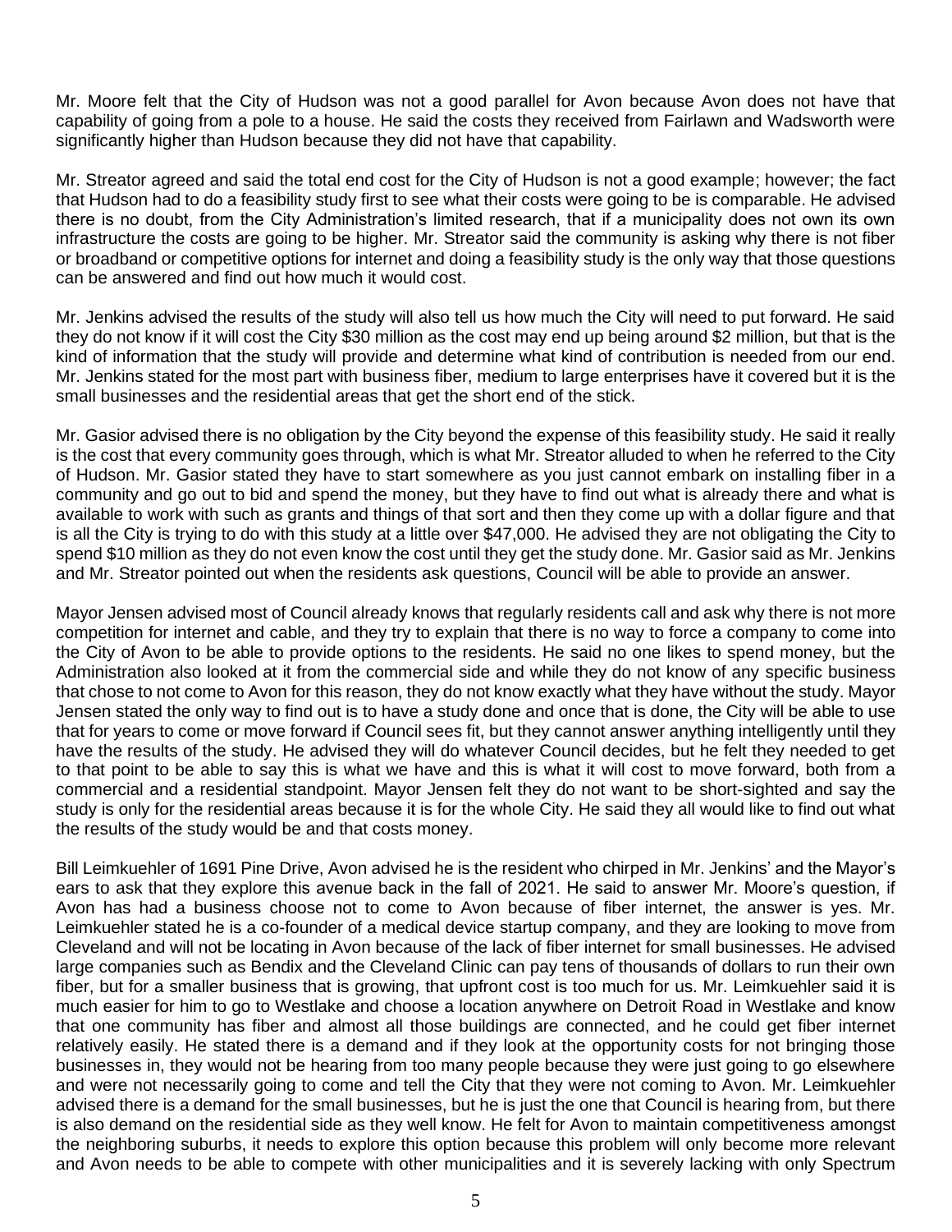Mr. Moore felt that the City of Hudson was not a good parallel for Avon because Avon does not have that capability of going from a pole to a house. He said the costs they received from Fairlawn and Wadsworth were significantly higher than Hudson because they did not have that capability.

Mr. Streator agreed and said the total end cost for the City of Hudson is not a good example; however; the fact that Hudson had to do a feasibility study first to see what their costs were going to be is comparable. He advised there is no doubt, from the City Administration's limited research, that if a municipality does not own its own infrastructure the costs are going to be higher. Mr. Streator said the community is asking why there is not fiber or broadband or competitive options for internet and doing a feasibility study is the only way that those questions can be answered and find out how much it would cost.

Mr. Jenkins advised the results of the study will also tell us how much the City will need to put forward. He said they do not know if it will cost the City $30 million as the cost may end up being around $2 million, but that is the kind of information that the study will provide and determine what kind of contribution is needed from our end. Mr. Jenkins stated for the most part with business fiber, medium to large enterprises have it covered but it is the small businesses and the residential areas that get the short end of the stick.

Mr. Gasior advised there is no obligation by the City beyond the expense of this feasibility study. He said it really is the cost that every community goes through, which is what Mr. Streator alluded to when he referred to the City of Hudson. Mr. Gasior stated they have to start somewhere as you just cannot embark on installing fiber in a community and go out to bid and spend the money, but they have to find out what is already there and what is available to work with such as grants and things of that sort and then they come up with a dollar figure and that is all the City is trying to do with this study at a little over $47,000. He advised they are not obligating the City to spend $10 million as they do not even know the cost until they get the study done. Mr. Gasior said as Mr. Jenkins and Mr. Streator pointed out when the residents ask questions, Council will be able to provide an answer.

Mayor Jensen advised most of Council already knows that regularly residents call and ask why there is not more competition for internet and cable, and they try to explain that there is no way to force a company to come into the City of Avon to be able to provide options to the residents. He said no one likes to spend money, but the Administration also looked at it from the commercial side and while they do not know of any specific business that chose to not come to Avon for this reason, they do not know exactly what they have without the study. Mayor Jensen stated the only way to find out is to have a study done and once that is done, the City will be able to use that for years to come or move forward if Council sees fit, but they cannot answer anything intelligently until they have the results of the study. He advised they will do whatever Council decides, but he felt they needed to get to that point to be able to say this is what we have and this is what it will cost to move forward, both from a commercial and a residential standpoint. Mayor Jensen felt they do not want to be short-sighted and say the study is only for the residential areas because it is for the whole City. He said they all would like to find out what the results of the study would be and that costs money.

Bill Leimkuehler of 1691 Pine Drive, Avon advised he is the resident who chirped in Mr. Jenkins' and the Mayor's ears to ask that they explore this avenue back in the fall of 2021. He said to answer Mr. Moore's question, if Avon has had a business choose not to come to Avon because of fiber internet, the answer is yes. Mr. Leimkuehler stated he is a co-founder of a medical device startup company, and they are looking to move from Cleveland and will not be locating in Avon because of the lack of fiber internet for small businesses. He advised large companies such as Bendix and the Cleveland Clinic can pay tens of thousands of dollars to run their own fiber, but for a smaller business that is growing, that upfront cost is too much for us. Mr. Leimkuehler said it is much easier for him to go to Westlake and choose a location anywhere on Detroit Road in Westlake and know that one community has fiber and almost all those buildings are connected, and he could get fiber internet relatively easily. He stated there is a demand and if they look at the opportunity costs for not bringing those businesses in, they would not be hearing from too many people because they were just going to go elsewhere and were not necessarily going to come and tell the City that they were not coming to Avon. Mr. Leimkuehler advised there is a demand for the small businesses, but he is just the one that Council is hearing from, but there is also demand on the residential side as they well know. He felt for Avon to maintain competitiveness amongst the neighboring suburbs, it needs to explore this option because this problem will only become more relevant and Avon needs to be able to compete with other municipalities and it is severely lacking with only Spectrum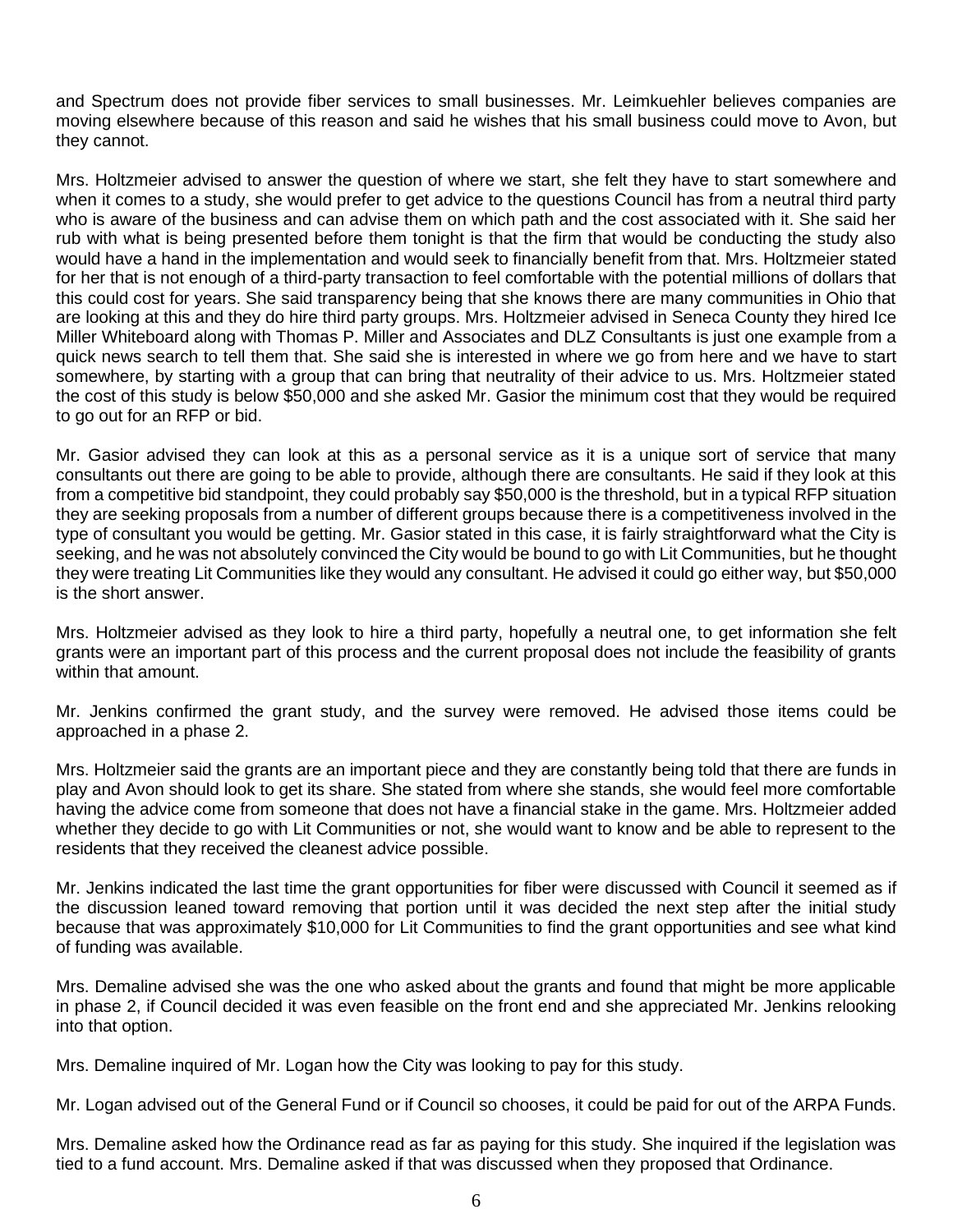and Spectrum does not provide fiber services to small businesses. Mr. Leimkuehler believes companies are moving elsewhere because of this reason and said he wishes that his small business could move to Avon, but they cannot.

Mrs. Holtzmeier advised to answer the question of where we start, she felt they have to start somewhere and when it comes to a study, she would prefer to get advice to the questions Council has from a neutral third party who is aware of the business and can advise them on which path and the cost associated with it. She said her rub with what is being presented before them tonight is that the firm that would be conducting the study also would have a hand in the implementation and would seek to financially benefit from that. Mrs. Holtzmeier stated for her that is not enough of a third-party transaction to feel comfortable with the potential millions of dollars that this could cost for years. She said transparency being that she knows there are many communities in Ohio that are looking at this and they do hire third party groups. Mrs. Holtzmeier advised in Seneca County they hired Ice Miller Whiteboard along with Thomas P. Miller and Associates and DLZ Consultants is just one example from a quick news search to tell them that. She said she is interested in where we go from here and we have to start somewhere, by starting with a group that can bring that neutrality of their advice to us. Mrs. Holtzmeier stated the cost of this study is below $50,000 and she asked Mr. Gasior the minimum cost that they would be required to go out for an RFP or bid.

Mr. Gasior advised they can look at this as a personal service as it is a unique sort of service that many consultants out there are going to be able to provide, although there are consultants. He said if they look at this from a competitive bid standpoint, they could probably say $50,000 is the threshold, but in a typical RFP situation they are seeking proposals from a number of different groups because there is a competitiveness involved in the type of consultant you would be getting. Mr. Gasior stated in this case, it is fairly straightforward what the City is seeking, and he was not absolutely convinced the City would be bound to go with Lit Communities, but he thought they were treating Lit Communities like they would any consultant. He advised it could go either way, but $50,000 is the short answer.

Mrs. Holtzmeier advised as they look to hire a third party, hopefully a neutral one, to get information she felt grants were an important part of this process and the current proposal does not include the feasibility of grants within that amount.

Mr. Jenkins confirmed the grant study, and the survey were removed. He advised those items could be approached in a phase 2.

Mrs. Holtzmeier said the grants are an important piece and they are constantly being told that there are funds in play and Avon should look to get its share. She stated from where she stands, she would feel more comfortable having the advice come from someone that does not have a financial stake in the game. Mrs. Holtzmeier added whether they decide to go with Lit Communities or not, she would want to know and be able to represent to the residents that they received the cleanest advice possible.

Mr. Jenkins indicated the last time the grant opportunities for fiber were discussed with Council it seemed as if the discussion leaned toward removing that portion until it was decided the next step after the initial study because that was approximately $10,000 for Lit Communities to find the grant opportunities and see what kind of funding was available.

Mrs. Demaline advised she was the one who asked about the grants and found that might be more applicable in phase 2, if Council decided it was even feasible on the front end and she appreciated Mr. Jenkins relooking into that option.

Mrs. Demaline inquired of Mr. Logan how the City was looking to pay for this study.

Mr. Logan advised out of the General Fund or if Council so chooses, it could be paid for out of the ARPA Funds.

Mrs. Demaline asked how the Ordinance read as far as paying for this study. She inquired if the legislation was tied to a fund account. Mrs. Demaline asked if that was discussed when they proposed that Ordinance.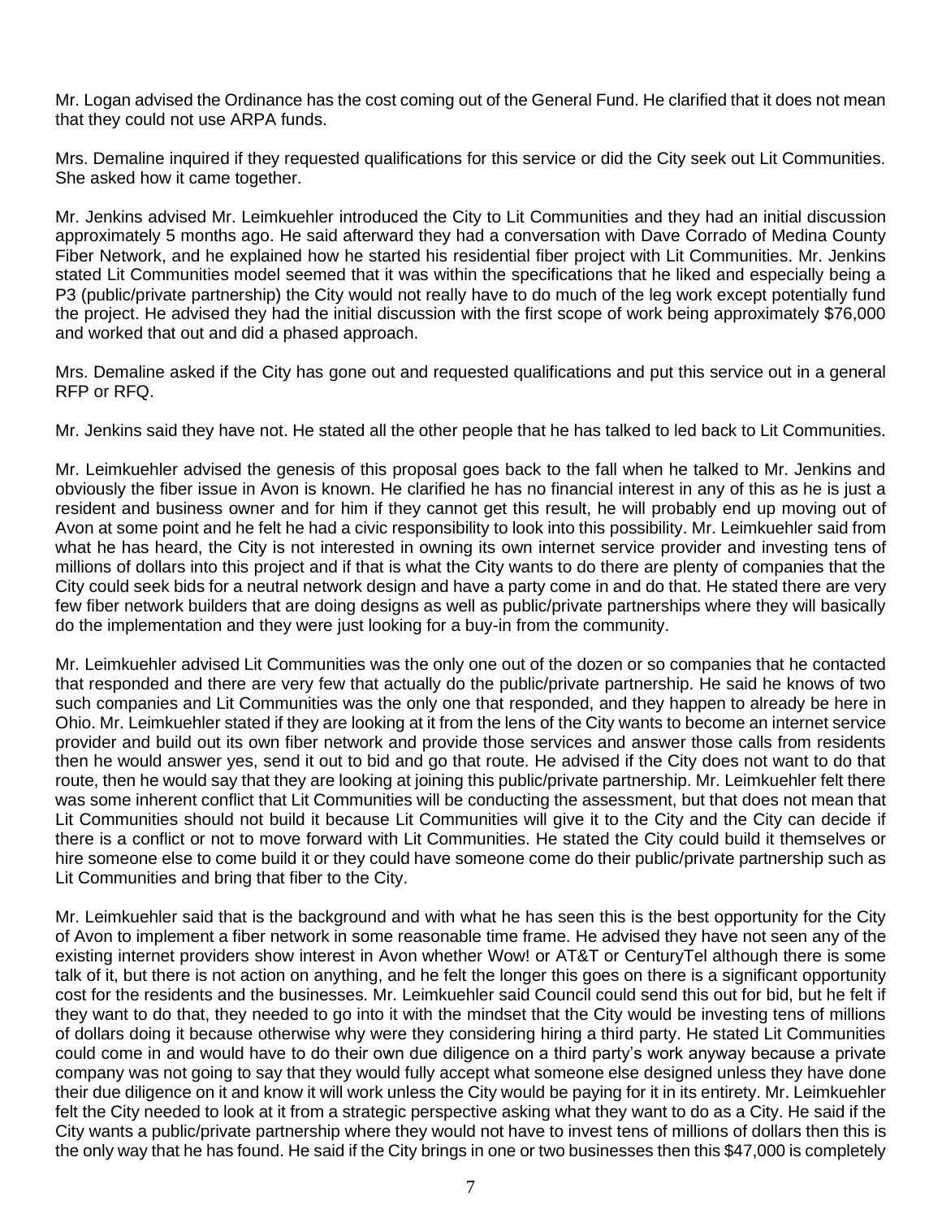Mr. Logan advised the Ordinance has the cost coming out of the General Fund. He clarified that it does not mean that they could not use ARPA funds.

Mrs. Demaline inquired if they requested qualifications for this service or did the City seek out Lit Communities. She asked how it came together.

Mr. Jenkins advised Mr. Leimkuehler introduced the City to Lit Communities and they had an initial discussion approximately 5 months ago. He said afterward they had a conversation with Dave Corrado of Medina County Fiber Network, and he explained how he started his residential fiber project with Lit Communities. Mr. Jenkins stated Lit Communities model seemed that it was within the specifications that he liked and especially being a P3 (public/private partnership) the City would not really have to do much of the leg work except potentially fund the project. He advised they had the initial discussion with the first scope of work being approximately $76,000 and worked that out and did a phased approach.

Mrs. Demaline asked if the City has gone out and requested qualifications and put this service out in a general RFP or RFQ.

Mr. Jenkins said they have not. He stated all the other people that he has talked to led back to Lit Communities.

Mr. Leimkuehler advised the genesis of this proposal goes back to the fall when he talked to Mr. Jenkins and obviously the fiber issue in Avon is known. He clarified he has no financial interest in any of this as he is just a resident and business owner and for him if they cannot get this result, he will probably end up moving out of Avon at some point and he felt he had a civic responsibility to look into this possibility. Mr. Leimkuehler said from what he has heard, the City is not interested in owning its own internet service provider and investing tens of millions of dollars into this project and if that is what the City wants to do there are plenty of companies that the City could seek bids for a neutral network design and have a party come in and do that. He stated there are very few fiber network builders that are doing designs as well as public/private partnerships where they will basically do the implementation and they were just looking for a buy-in from the community.

Mr. Leimkuehler advised Lit Communities was the only one out of the dozen or so companies that he contacted that responded and there are very few that actually do the public/private partnership. He said he knows of two such companies and Lit Communities was the only one that responded, and they happen to already be here in Ohio. Mr. Leimkuehler stated if they are looking at it from the lens of the City wants to become an internet service provider and build out its own fiber network and provide those services and answer those calls from residents then he would answer yes, send it out to bid and go that route. He advised if the City does not want to do that route, then he would say that they are looking at joining this public/private partnership. Mr. Leimkuehler felt there was some inherent conflict that Lit Communities will be conducting the assessment, but that does not mean that Lit Communities should not build it because Lit Communities will give it to the City and the City can decide if there is a conflict or not to move forward with Lit Communities. He stated the City could build it themselves or hire someone else to come build it or they could have someone come do their public/private partnership such as Lit Communities and bring that fiber to the City.

Mr. Leimkuehler said that is the background and with what he has seen this is the best opportunity for the City of Avon to implement a fiber network in some reasonable time frame. He advised they have not seen any of the existing internet providers show interest in Avon whether Wow! or AT&T or CenturyTel although there is some talk of it, but there is not action on anything, and he felt the longer this goes on there is a significant opportunity cost for the residents and the businesses. Mr. Leimkuehler said Council could send this out for bid, but he felt if they want to do that, they needed to go into it with the mindset that the City would be investing tens of millions of dollars doing it because otherwise why were they considering hiring a third party. He stated Lit Communities could come in and would have to do their own due diligence on a third party's work anyway because a private company was not going to say that they would fully accept what someone else designed unless they have done their due diligence on it and know it will work unless the City would be paying for it in its entirety. Mr. Leimkuehler felt the City needed to look at it from a strategic perspective asking what they want to do as a City. He said if the City wants a public/private partnership where they would not have to invest tens of millions of dollars then this is the only way that he has found. He said if the City brings in one or two businesses then this $47,000 is completely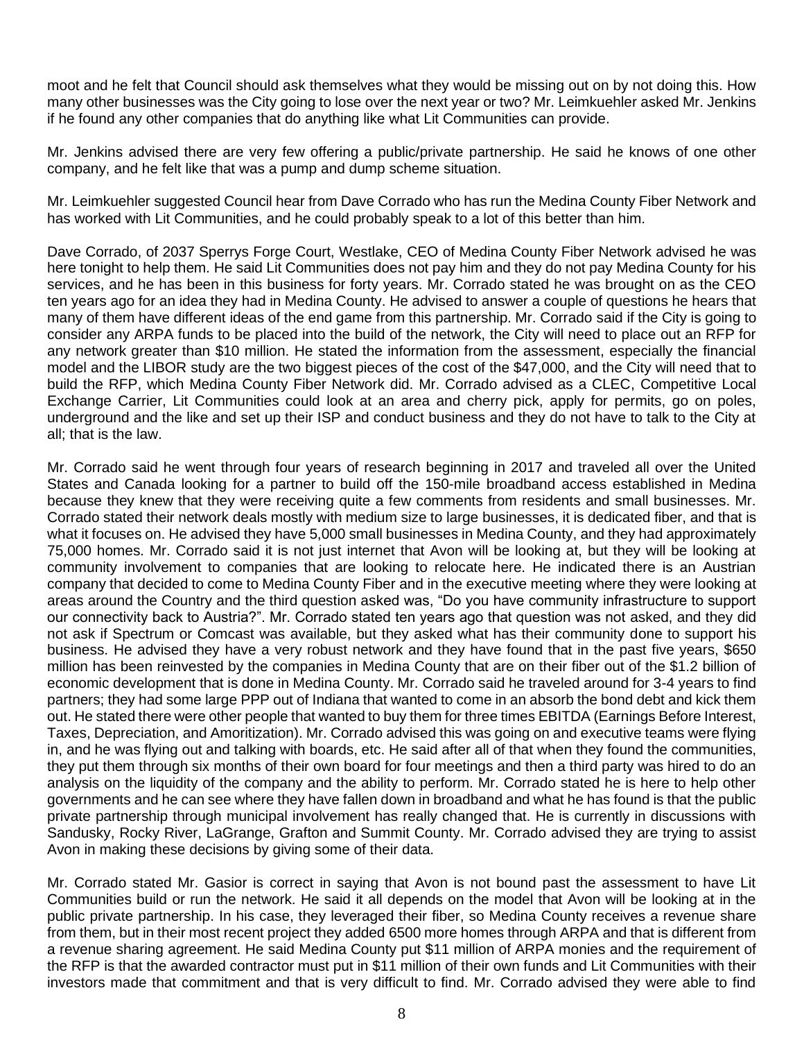moot and he felt that Council should ask themselves what they would be missing out on by not doing this. How many other businesses was the City going to lose over the next year or two? Mr. Leimkuehler asked Mr. Jenkins if he found any other companies that do anything like what Lit Communities can provide.

Mr. Jenkins advised there are very few offering a public/private partnership. He said he knows of one other company, and he felt like that was a pump and dump scheme situation.

Mr. Leimkuehler suggested Council hear from Dave Corrado who has run the Medina County Fiber Network and has worked with Lit Communities, and he could probably speak to a lot of this better than him.

Dave Corrado, of 2037 Sperrys Forge Court, Westlake, CEO of Medina County Fiber Network advised he was here tonight to help them. He said Lit Communities does not pay him and they do not pay Medina County for his services, and he has been in this business for forty years. Mr. Corrado stated he was brought on as the CEO ten years ago for an idea they had in Medina County. He advised to answer a couple of questions he hears that many of them have different ideas of the end game from this partnership. Mr. Corrado said if the City is going to consider any ARPA funds to be placed into the build of the network, the City will need to place out an RFP for any network greater than $10 million. He stated the information from the assessment, especially the financial model and the LIBOR study are the two biggest pieces of the cost of the $47,000, and the City will need that to build the RFP, which Medina County Fiber Network did. Mr. Corrado advised as a CLEC, Competitive Local Exchange Carrier, Lit Communities could look at an area and cherry pick, apply for permits, go on poles, underground and the like and set up their ISP and conduct business and they do not have to talk to the City at all; that is the law.

Mr. Corrado said he went through four years of research beginning in 2017 and traveled all over the United States and Canada looking for a partner to build off the 150-mile broadband access established in Medina because they knew that they were receiving quite a few comments from residents and small businesses. Mr. Corrado stated their network deals mostly with medium size to large businesses, it is dedicated fiber, and that is what it focuses on. He advised they have 5,000 small businesses in Medina County, and they had approximately 75,000 homes. Mr. Corrado said it is not just internet that Avon will be looking at, but they will be looking at community involvement to companies that are looking to relocate here. He indicated there is an Austrian company that decided to come to Medina County Fiber and in the executive meeting where they were looking at areas around the Country and the third question asked was, "Do you have community infrastructure to support our connectivity back to Austria?". Mr. Corrado stated ten years ago that question was not asked, and they did not ask if Spectrum or Comcast was available, but they asked what has their community done to support his business. He advised they have a very robust network and they have found that in the past five years, $650 million has been reinvested by the companies in Medina County that are on their fiber out of the $1.2 billion of economic development that is done in Medina County. Mr. Corrado said he traveled around for 3-4 years to find partners; they had some large PPP out of Indiana that wanted to come in an absorb the bond debt and kick them out. He stated there were other people that wanted to buy them for three times EBITDA (Earnings Before Interest, Taxes, Depreciation, and Amoritization). Mr. Corrado advised this was going on and executive teams were flying in, and he was flying out and talking with boards, etc. He said after all of that when they found the communities, they put them through six months of their own board for four meetings and then a third party was hired to do an analysis on the liquidity of the company and the ability to perform. Mr. Corrado stated he is here to help other governments and he can see where they have fallen down in broadband and what he has found is that the public private partnership through municipal involvement has really changed that. He is currently in discussions with Sandusky, Rocky River, LaGrange, Grafton and Summit County. Mr. Corrado advised they are trying to assist Avon in making these decisions by giving some of their data.

Mr. Corrado stated Mr. Gasior is correct in saying that Avon is not bound past the assessment to have Lit Communities build or run the network. He said it all depends on the model that Avon will be looking at in the public private partnership. In his case, they leveraged their fiber, so Medina County receives a revenue share from them, but in their most recent project they added 6500 more homes through ARPA and that is different from a revenue sharing agreement. He said Medina County put $11 million of ARPA monies and the requirement of the RFP is that the awarded contractor must put in $11 million of their own funds and Lit Communities with their investors made that commitment and that is very difficult to find. Mr. Corrado advised they were able to find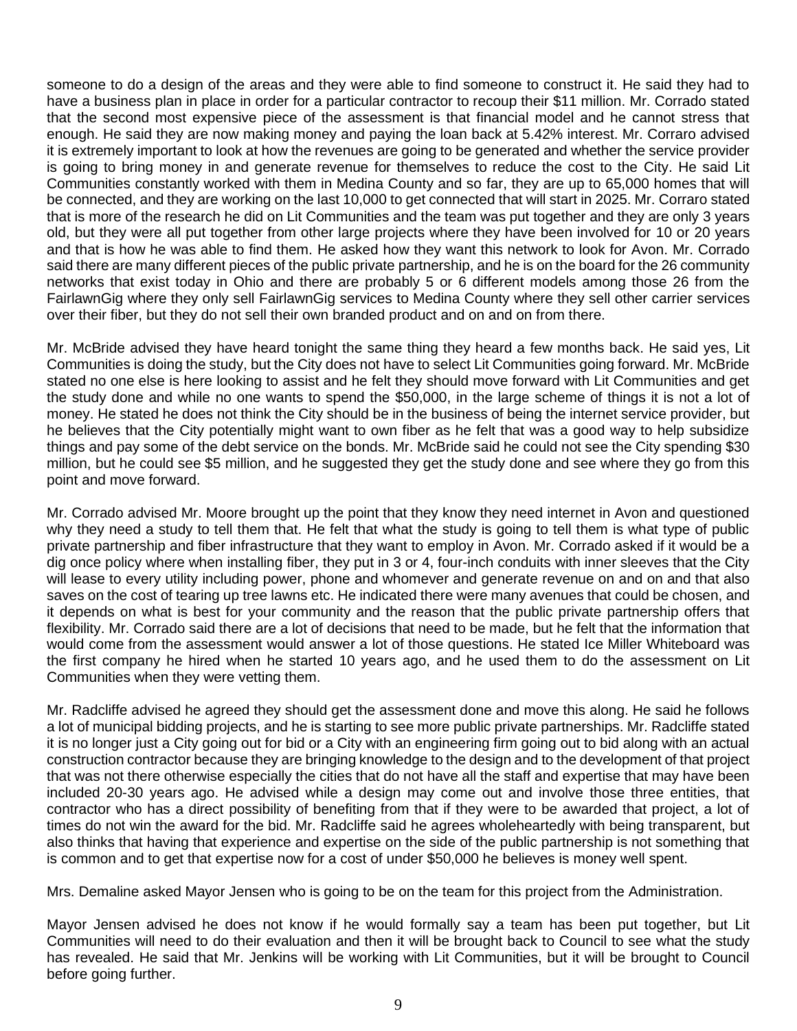someone to do a design of the areas and they were able to find someone to construct it. He said they had to have a business plan in place in order for a particular contractor to recoup their $11 million. Mr. Corrado stated that the second most expensive piece of the assessment is that financial model and he cannot stress that enough. He said they are now making money and paying the loan back at 5.42% interest. Mr. Corraro advised it is extremely important to look at how the revenues are going to be generated and whether the service provider is going to bring money in and generate revenue for themselves to reduce the cost to the City. He said Lit Communities constantly worked with them in Medina County and so far, they are up to 65,000 homes that will be connected, and they are working on the last 10,000 to get connected that will start in 2025. Mr. Corraro stated that is more of the research he did on Lit Communities and the team was put together and they are only 3 years old, but they were all put together from other large projects where they have been involved for 10 or 20 years and that is how he was able to find them. He asked how they want this network to look for Avon. Mr. Corrado said there are many different pieces of the public private partnership, and he is on the board for the 26 community networks that exist today in Ohio and there are probably 5 or 6 different models among those 26 from the FairlawnGig where they only sell FairlawnGig services to Medina County where they sell other carrier services over their fiber, but they do not sell their own branded product and on and on from there.

Mr. McBride advised they have heard tonight the same thing they heard a few months back. He said yes, Lit Communities is doing the study, but the City does not have to select Lit Communities going forward. Mr. McBride stated no one else is here looking to assist and he felt they should move forward with Lit Communities and get the study done and while no one wants to spend the $50,000, in the large scheme of things it is not a lot of money. He stated he does not think the City should be in the business of being the internet service provider, but he believes that the City potentially might want to own fiber as he felt that was a good way to help subsidize things and pay some of the debt service on the bonds. Mr. McBride said he could not see the City spending $30 million, but he could see $5 million, and he suggested they get the study done and see where they go from this point and move forward.

Mr. Corrado advised Mr. Moore brought up the point that they know they need internet in Avon and questioned why they need a study to tell them that. He felt that what the study is going to tell them is what type of public private partnership and fiber infrastructure that they want to employ in Avon. Mr. Corrado asked if it would be a dig once policy where when installing fiber, they put in 3 or 4, four-inch conduits with inner sleeves that the City will lease to every utility including power, phone and whomever and generate revenue on and on and that also saves on the cost of tearing up tree lawns etc. He indicated there were many avenues that could be chosen, and it depends on what is best for your community and the reason that the public private partnership offers that flexibility. Mr. Corrado said there are a lot of decisions that need to be made, but he felt that the information that would come from the assessment would answer a lot of those questions. He stated Ice Miller Whiteboard was the first company he hired when he started 10 years ago, and he used them to do the assessment on Lit Communities when they were vetting them.

Mr. Radcliffe advised he agreed they should get the assessment done and move this along. He said he follows a lot of municipal bidding projects, and he is starting to see more public private partnerships. Mr. Radcliffe stated it is no longer just a City going out for bid or a City with an engineering firm going out to bid along with an actual construction contractor because they are bringing knowledge to the design and to the development of that project that was not there otherwise especially the cities that do not have all the staff and expertise that may have been included 20-30 years ago. He advised while a design may come out and involve those three entities, that contractor who has a direct possibility of benefiting from that if they were to be awarded that project, a lot of times do not win the award for the bid. Mr. Radcliffe said he agrees wholeheartedly with being transparent, but also thinks that having that experience and expertise on the side of the public partnership is not something that is common and to get that expertise now for a cost of under $50,000 he believes is money well spent.

Mrs. Demaline asked Mayor Jensen who is going to be on the team for this project from the Administration.

Mayor Jensen advised he does not know if he would formally say a team has been put together, but Lit Communities will need to do their evaluation and then it will be brought back to Council to see what the study has revealed. He said that Mr. Jenkins will be working with Lit Communities, but it will be brought to Council before going further.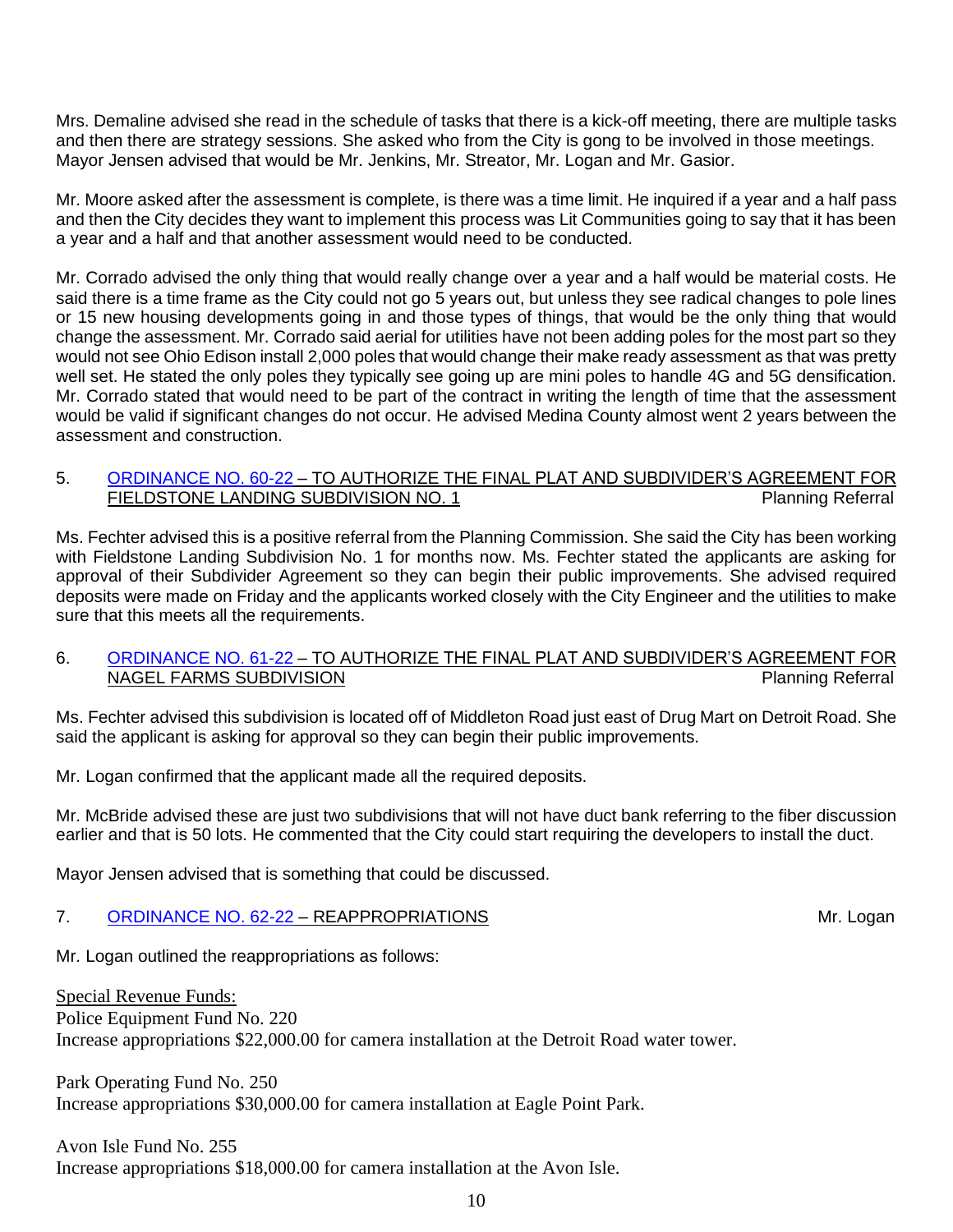Mrs. Demaline advised she read in the schedule of tasks that there is a kick-off meeting, there are multiple tasks and then there are strategy sessions. She asked who from the City is gong to be involved in those meetings. Mayor Jensen advised that would be Mr. Jenkins, Mr. Streator, Mr. Logan and Mr. Gasior.

Mr. Moore asked after the assessment is complete, is there was a time limit. He inquired if a year and a half pass and then the City decides they want to implement this process was Lit Communities going to say that it has been a year and a half and that another assessment would need to be conducted.

Mr. Corrado advised the only thing that would really change over a year and a half would be material costs. He said there is a time frame as the City could not go 5 years out, but unless they see radical changes to pole lines or 15 new housing developments going in and those types of things, that would be the only thing that would change the assessment. Mr. Corrado said aerial for utilities have not been adding poles for the most part so they would not see Ohio Edison install 2,000 poles that would change their make ready assessment as that was pretty well set. He stated the only poles they typically see going up are mini poles to handle 4G and 5G densification. Mr. Corrado stated that would need to be part of the contract in writing the length of time that the assessment would be valid if significant changes do not occur. He advised Medina County almost went 2 years between the assessment and construction.

5. ORDINANCE NO. 60-22 – TO AUTHORIZE THE FINAL PLAT AND SUBDIVIDER'S AGREEMENT FOR FIELDSTONE LANDING SUBDIVISION NO. 1 — Planning Referral

Ms. Fechter advised this is a positive referral from the Planning Commission. She said the City has been working with Fieldstone Landing Subdivision No. 1 for months now. Ms. Fechter stated the applicants are asking for approval of their Subdivider Agreement so they can begin their public improvements. She advised required deposits were made on Friday and the applicants worked closely with the City Engineer and the utilities to make sure that this meets all the requirements.

6. ORDINANCE NO. 61-22 – TO AUTHORIZE THE FINAL PLAT AND SUBDIVIDER'S AGREEMENT FOR NAGEL FARMS SUBDIVISION — Planning Referral

Ms. Fechter advised this subdivision is located off of Middleton Road just east of Drug Mart on Detroit Road. She said the applicant is asking for approval so they can begin their public improvements.

Mr. Logan confirmed that the applicant made all the required deposits.

Mr. McBride advised these are just two subdivisions that will not have duct bank referring to the fiber discussion earlier and that is 50 lots. He commented that the City could start requiring the developers to install the duct.

Mayor Jensen advised that is something that could be discussed.

7. ORDINANCE NO. 62-22 – REAPPROPRIATIONS — Mr. Logan

Mr. Logan outlined the reappropriations as follows:

Special Revenue Funds:

Police Equipment Fund No. 220
Increase appropriations $22,000.00 for camera installation at the Detroit Road water tower.

Park Operating Fund No. 250
Increase appropriations $30,000.00 for camera installation at Eagle Point Park.

Avon Isle Fund No. 255
Increase appropriations $18,000.00 for camera installation at the Avon Isle.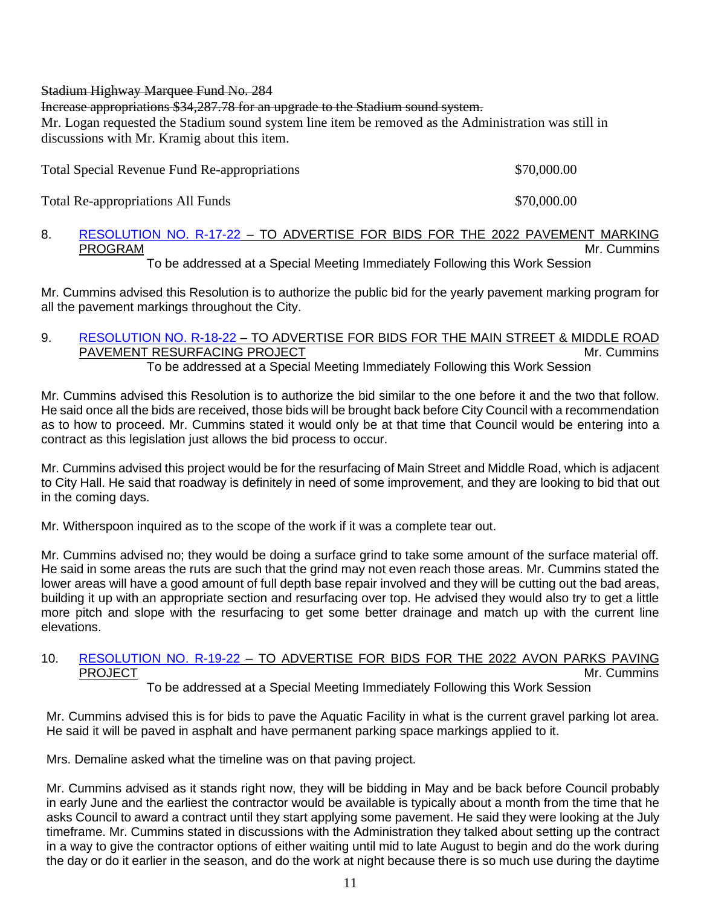~~Stadium Highway Marquee Fund No. 284~~

~~Increase appropriations $34,287.78 for an upgrade to the Stadium sound system.~~

Mr. Logan requested the Stadium sound system line item be removed as the Administration was still in discussions with Mr. Kramig about this item.

| | |
|---|---|
| Total Special Revenue Fund Re-appropriations | $70,000.00 |
| Total Re-appropriations All Funds | $70,000.00 |

8. RESOLUTION NO. R-17-22 – TO ADVERTISE FOR BIDS FOR THE 2022 PAVEMENT MARKING PROGRAM — Mr. Cummins

   To be addressed at a Special Meeting Immediately Following this Work Session

Mr. Cummins advised this Resolution is to authorize the public bid for the yearly pavement marking program for all the pavement markings throughout the City.

9. RESOLUTION NO. R-18-22 – TO ADVERTISE FOR BIDS FOR THE MAIN STREET & MIDDLE ROAD PAVEMENT RESURFACING PROJECT — Mr. Cummins

   To be addressed at a Special Meeting Immediately Following this Work Session

Mr. Cummins advised this Resolution is to authorize the bid similar to the one before it and the two that follow. He said once all the bids are received, those bids will be brought back before City Council with a recommendation as to how to proceed. Mr. Cummins stated it would only be at that time that Council would be entering into a contract as this legislation just allows the bid process to occur.

Mr. Cummins advised this project would be for the resurfacing of Main Street and Middle Road, which is adjacent to City Hall. He said that roadway is definitely in need of some improvement, and they are looking to bid that out in the coming days.

Mr. Witherspoon inquired as to the scope of the work if it was a complete tear out.

Mr. Cummins advised no; they would be doing a surface grind to take some amount of the surface material off. He said in some areas the ruts are such that the grind may not even reach those areas. Mr. Cummins stated the lower areas will have a good amount of full depth base repair involved and they will be cutting out the bad areas, building it up with an appropriate section and resurfacing over top. He advised they would also try to get a little more pitch and slope with the resurfacing to get some better drainage and match up with the current line elevations.

10. RESOLUTION NO. R-19-22 – TO ADVERTISE FOR BIDS FOR THE 2022 AVON PARKS PAVING PROJECT — Mr. Cummins

    To be addressed at a Special Meeting Immediately Following this Work Session

Mr. Cummins advised this is for bids to pave the Aquatic Facility in what is the current gravel parking lot area. He said it will be paved in asphalt and have permanent parking space markings applied to it.

Mrs. Demaline asked what the timeline was on that paving project.

Mr. Cummins advised as it stands right now, they will be bidding in May and be back before Council probably in early June and the earliest the contractor would be available is typically about a month from the time that he asks Council to award a contract until they start applying some pavement. He said they were looking at the July timeframe. Mr. Cummins stated in discussions with the Administration they talked about setting up the contract in a way to give the contractor options of either waiting until mid to late August to begin and do the work during the day or do it earlier in the season, and do the work at night because there is so much use during the daytime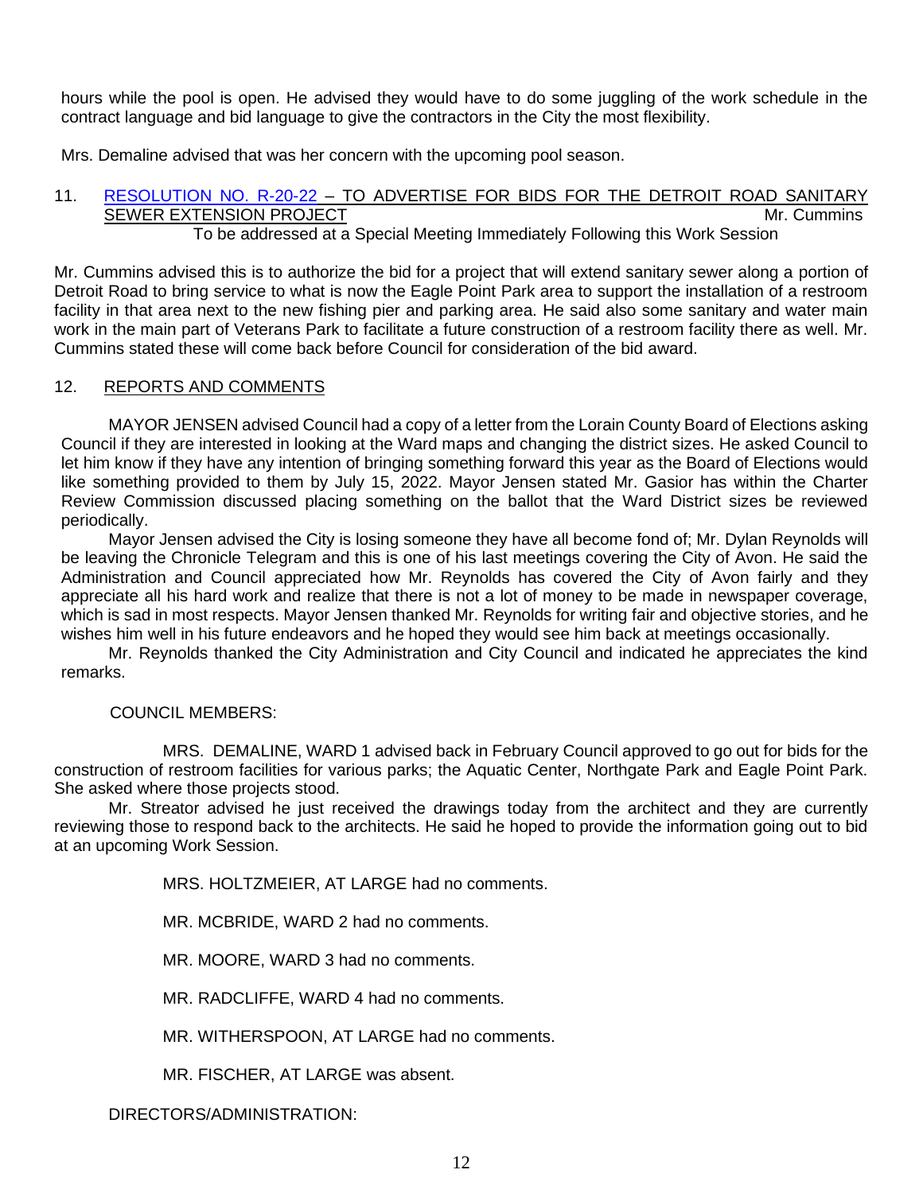hours while the pool is open. He advised they would have to do some juggling of the work schedule in the contract language and bid language to give the contractors in the City the most flexibility.

Mrs. Demaline advised that was her concern with the upcoming pool season.

11. RESOLUTION NO. R-20-22 – TO ADVERTISE FOR BIDS FOR THE DETROIT ROAD SANITARY SEWER EXTENSION PROJECT Mr. Cummins

To be addressed at a Special Meeting Immediately Following this Work Session

Mr. Cummins advised this is to authorize the bid for a project that will extend sanitary sewer along a portion of Detroit Road to bring service to what is now the Eagle Point Park area to support the installation of a restroom facility in that area next to the new fishing pier and parking area. He said also some sanitary and water main work in the main part of Veterans Park to facilitate a future construction of a restroom facility there as well. Mr. Cummins stated these will come back before Council for consideration of the bid award.

12. REPORTS AND COMMENTS

MAYOR JENSEN advised Council had a copy of a letter from the Lorain County Board of Elections asking Council if they are interested in looking at the Ward maps and changing the district sizes. He asked Council to let him know if they have any intention of bringing something forward this year as the Board of Elections would like something provided to them by July 15, 2022. Mayor Jensen stated Mr. Gasior has within the Charter Review Commission discussed placing something on the ballot that the Ward District sizes be reviewed periodically.

Mayor Jensen advised the City is losing someone they have all become fond of; Mr. Dylan Reynolds will be leaving the Chronicle Telegram and this is one of his last meetings covering the City of Avon. He said the Administration and Council appreciated how Mr. Reynolds has covered the City of Avon fairly and they appreciate all his hard work and realize that there is not a lot of money to be made in newspaper coverage, which is sad in most respects. Mayor Jensen thanked Mr. Reynolds for writing fair and objective stories, and he wishes him well in his future endeavors and he hoped they would see him back at meetings occasionally.

Mr. Reynolds thanked the City Administration and City Council and indicated he appreciates the kind remarks.

COUNCIL MEMBERS:

MRS. DEMALINE, WARD 1 advised back in February Council approved to go out for bids for the construction of restroom facilities for various parks; the Aquatic Center, Northgate Park and Eagle Point Park. She asked where those projects stood.

Mr. Streator advised he just received the drawings today from the architect and they are currently reviewing those to respond back to the architects. He said he hoped to provide the information going out to bid at an upcoming Work Session.

MRS. HOLTZMEIER, AT LARGE had no comments.

MR. MCBRIDE, WARD 2 had no comments.

MR. MOORE, WARD 3 had no comments.

MR. RADCLIFFE, WARD 4 had no comments.

MR. WITHERSPOON, AT LARGE had no comments.

MR. FISCHER, AT LARGE was absent.

DIRECTORS/ADMINISTRATION: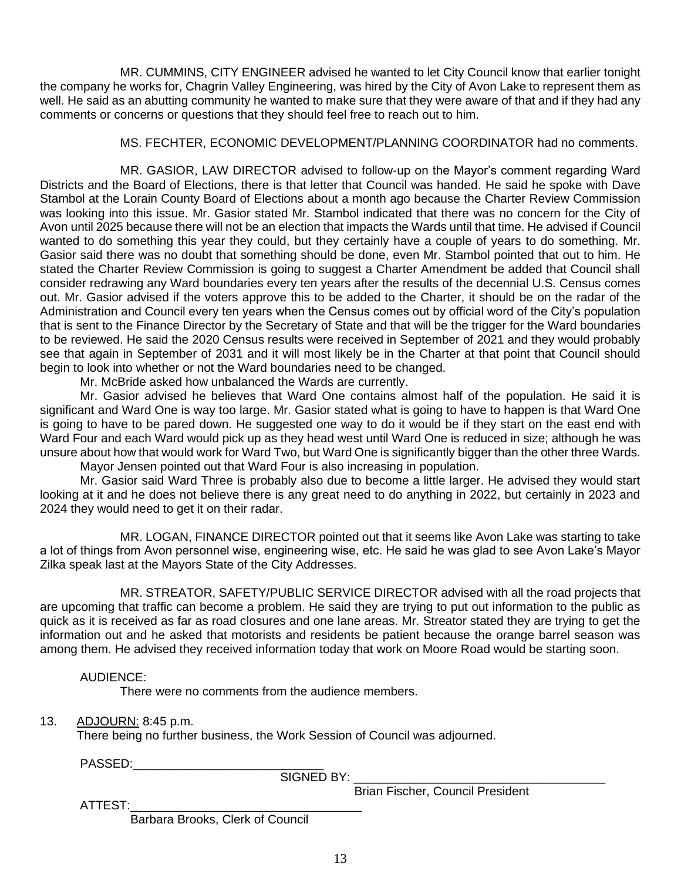MR. CUMMINS, CITY ENGINEER advised he wanted to let City Council know that earlier tonight the company he works for, Chagrin Valley Engineering, was hired by the City of Avon Lake to represent them as well. He said as an abutting community he wanted to make sure that they were aware of that and if they had any comments or concerns or questions that they should feel free to reach out to him.

MS. FECHTER, ECONOMIC DEVELOPMENT/PLANNING COORDINATOR had no comments.

MR. GASIOR, LAW DIRECTOR advised to follow-up on the Mayor's comment regarding Ward Districts and the Board of Elections, there is that letter that Council was handed. He said he spoke with Dave Stambol at the Lorain County Board of Elections about a month ago because the Charter Review Commission was looking into this issue. Mr. Gasior stated Mr. Stambol indicated that there was no concern for the City of Avon until 2025 because there will not be an election that impacts the Wards until that time. He advised if Council wanted to do something this year they could, but they certainly have a couple of years to do something. Mr. Gasior said there was no doubt that something should be done, even Mr. Stambol pointed that out to him. He stated the Charter Review Commission is going to suggest a Charter Amendment be added that Council shall consider redrawing any Ward boundaries every ten years after the results of the decennial U.S. Census comes out. Mr. Gasior advised if the voters approve this to be added to the Charter, it should be on the radar of the Administration and Council every ten years when the Census comes out by official word of the City's population that is sent to the Finance Director by the Secretary of State and that will be the trigger for the Ward boundaries to be reviewed. He said the 2020 Census results were received in September of 2021 and they would probably see that again in September of 2031 and it will most likely be in the Charter at that point that Council should begin to look into whether or not the Ward boundaries need to be changed.

Mr. McBride asked how unbalanced the Wards are currently.

Mr. Gasior advised he believes that Ward One contains almost half of the population. He said it is significant and Ward One is way too large. Mr. Gasior stated what is going to have to happen is that Ward One is going to have to be pared down. He suggested one way to do it would be if they start on the east end with Ward Four and each Ward would pick up as they head west until Ward One is reduced in size; although he was unsure about how that would work for Ward Two, but Ward One is significantly bigger than the other three Wards.

Mayor Jensen pointed out that Ward Four is also increasing in population.

Mr. Gasior said Ward Three is probably also due to become a little larger. He advised they would start looking at it and he does not believe there is any great need to do anything in 2022, but certainly in 2023 and 2024 they would need to get it on their radar.

MR. LOGAN, FINANCE DIRECTOR pointed out that it seems like Avon Lake was starting to take a lot of things from Avon personnel wise, engineering wise, etc. He said he was glad to see Avon Lake's Mayor Zilka speak last at the Mayors State of the City Addresses.

MR. STREATOR, SAFETY/PUBLIC SERVICE DIRECTOR advised with all the road projects that are upcoming that traffic can become a problem. He said they are trying to put out information to the public as quick as it is received as far as road closures and one lane areas. Mr. Streator stated they are trying to get the information out and he asked that motorists and residents be patient because the orange barrel season was among them. He advised they received information today that work on Moore Road would be starting soon.

AUDIENCE:

There were no comments from the audience members.

13. ADJOURN: 8:45 p.m.

There being no further business, the Work Session of Council was adjourned.

PASSED:____________________________

SIGNED BY: _____________________________________

Brian Fischer, Council President

ATTEST:__________________________________

Barbara Brooks, Clerk of Council